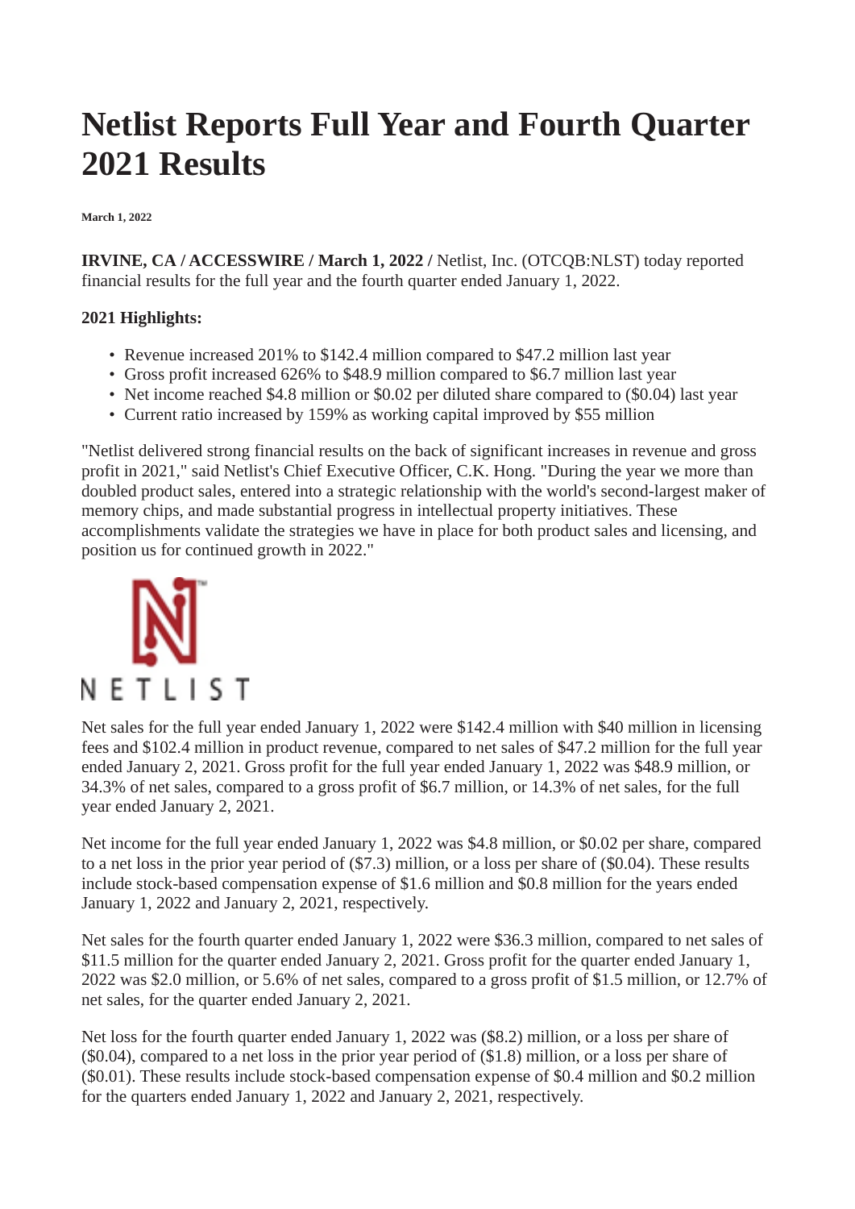# Netlist Reports Full Year and Fourth Quarter 2021 Results

**March 1, 2022**

**IRVINE, CA / ACCESSWIRE / March 1, 2022 /** Netlist, Inc. (OTCQB:NLST) today reported financial results for the full year and the fourth quarter ended January 1, 2022.

**2021 Highlights:**

- Revenue increased 201% to $142.4 million compared to $47.2 million last year
- Gross profit increased 626% to $48.9 million compared to $6.7 million last year
- Net income reached $4.8 million or $0.02 per diluted share compared to ($0.04) last year
- Current ratio increased by 159% as working capital improved by $55 million

"Netlist delivered strong financial results on the back of significant increases in revenue and gross profit in 2021," said Netlist's Chief Executive Officer, C.K. Hong. "During the year we more than doubled product sales, entered into a strategic relationship with the world's second-largest maker of memory chips, and made substantial progress in intellectual property initiatives. These accomplishments validate the strategies we have in place for both product sales and licensing, and position us for continued growth in 2022."

NETLIST

Net sales for the full year ended January 1, 2022 were $142.4 million with $40 million in licensing fees and $102.4 million in product revenue, compared to net sales of $47.2 million for the full year ended January 2, 2021. Gross profit for the full year ended January 1, 2022 was $48.9 million, or 34.3% of net sales, compared to a gross profit of $6.7 million, or 14.3% of net sales, for the full year ended January 2, 2021.

Net income for the full year ended January 1, 2022 was $4.8 million, or $0.02 per share, compared to a net loss in the prior year period of ($7.3) million, or a loss per share of ($0.04). These results include stock-based compensation expense of $1.6 million and $0.8 million for the years ended January 1, 2022 and January 2, 2021, respectively.

Net sales for the fourth quarter ended January 1, 2022 were $36.3 million, compared to net sales of $11.5 million for the quarter ended January 2, 2021. Gross profit for the quarter ended January 1, 2022 was $2.0 million, or 5.6% of net sales, compared to a gross profit of $1.5 million, or 12.7% of net sales, for the quarter ended January 2, 2021.

Net loss for the fourth quarter ended January 1, 2022 was ($8.2) million, or a loss per share of ($0.04), compared to a net loss in the prior year period of ($1.8) million, or a loss per share of ($0.01). These results include stock-based compensation expense of $0.4 million and $0.2 million for the quarters ended January 1, 2022 and January 2, 2021, respectively.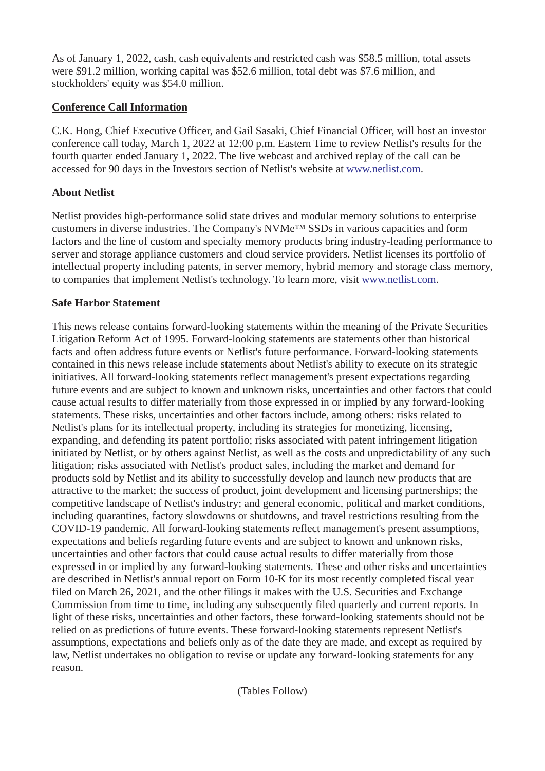As of January 1, 2022, cash, cash equivalents and restricted cash was $58.5 million, total assets were $91.2 million, working capital was $52.6 million, total debt was $7.6 million, and stockholders' equity was $54.0 million.

**Conference Call Information**

C.K. Hong, Chief Executive Officer, and Gail Sasaki, Chief Financial Officer, will host an investor conference call today, March 1, 2022 at 12:00 p.m. Eastern Time to review Netlist's results for the fourth quarter ended January 1, 2022. The live webcast and archived replay of the call can be accessed for 90 days in the Investors section of Netlist's website at www.netlist.com.

**About Netlist**

Netlist provides high-performance solid state drives and modular memory solutions to enterprise customers in diverse industries. The Company's NVMe™ SSDs in various capacities and form factors and the line of custom and specialty memory products bring industry-leading performance to server and storage appliance customers and cloud service providers. Netlist licenses its portfolio of intellectual property including patents, in server memory, hybrid memory and storage class memory, to companies that implement Netlist's technology. To learn more, visit www.netlist.com.

**Safe Harbor Statement**

This news release contains forward-looking statements within the meaning of the Private Securities Litigation Reform Act of 1995. Forward-looking statements are statements other than historical facts and often address future events or Netlist's future performance. Forward-looking statements contained in this news release include statements about Netlist's ability to execute on its strategic initiatives. All forward-looking statements reflect management's present expectations regarding future events and are subject to known and unknown risks, uncertainties and other factors that could cause actual results to differ materially from those expressed in or implied by any forward-looking statements. These risks, uncertainties and other factors include, among others: risks related to Netlist's plans for its intellectual property, including its strategies for monetizing, licensing, expanding, and defending its patent portfolio; risks associated with patent infringement litigation initiated by Netlist, or by others against Netlist, as well as the costs and unpredictability of any such litigation; risks associated with Netlist's product sales, including the market and demand for products sold by Netlist and its ability to successfully develop and launch new products that are attractive to the market; the success of product, joint development and licensing partnerships; the competitive landscape of Netlist's industry; and general economic, political and market conditions, including quarantines, factory slowdowns or shutdowns, and travel restrictions resulting from the COVID-19 pandemic. All forward-looking statements reflect management's present assumptions, expectations and beliefs regarding future events and are subject to known and unknown risks, uncertainties and other factors that could cause actual results to differ materially from those expressed in or implied by any forward-looking statements. These and other risks and uncertainties are described in Netlist's annual report on Form 10-K for its most recently completed fiscal year filed on March 26, 2021, and the other filings it makes with the U.S. Securities and Exchange Commission from time to time, including any subsequently filed quarterly and current reports. In light of these risks, uncertainties and other factors, these forward-looking statements should not be relied on as predictions of future events. These forward-looking statements represent Netlist's assumptions, expectations and beliefs only as of the date they are made, and except as required by law, Netlist undertakes no obligation to revise or update any forward-looking statements for any reason.

(Tables Follow)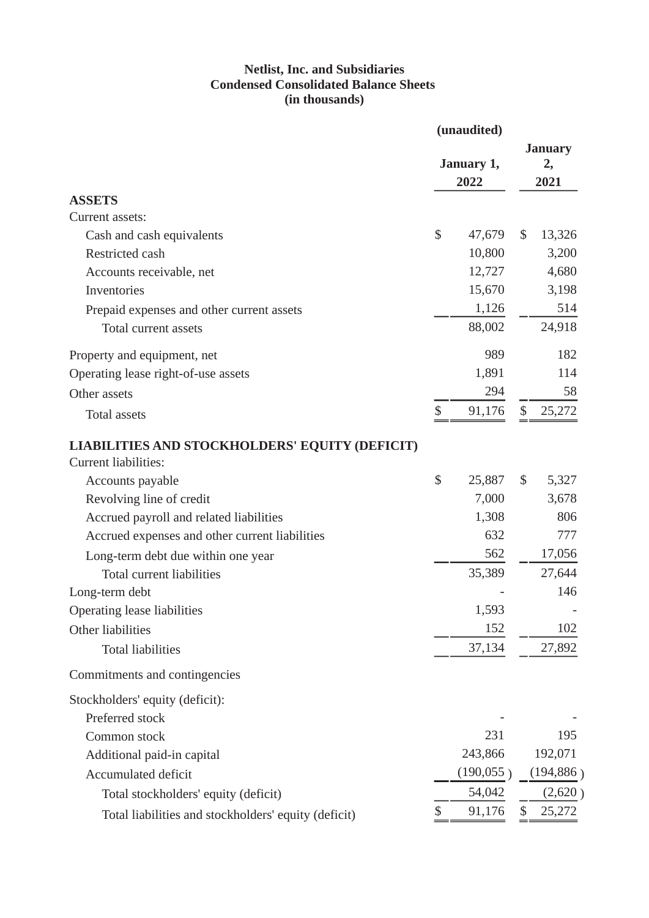**Netlist, Inc. and Subsidiaries**
**Condensed Consolidated Balance Sheets**
**(in thousands)**

| | (unaudited) January 1, 2022 | January 2, 2021 |
|---|---|---|
| **ASSETS** | | |
| Current assets: | | |
| Cash and cash equivalents | $ 47,679 | $ 13,326 |
| Restricted cash | 10,800 | 3,200 |
| Accounts receivable, net | 12,727 | 4,680 |
| Inventories | 15,670 | 3,198 |
| Prepaid expenses and other current assets | 1,126 | 514 |
| Total current assets | 88,002 | 24,918 |
| Property and equipment, net | 989 | 182 |
| Operating lease right-of-use assets | 1,891 | 114 |
| Other assets | 294 | 58 |
| Total assets | $ 91,176 | $ 25,272 |
| **LIABILITIES AND STOCKHOLDERS' EQUITY (DEFICIT)** | | |
| Current liabilities: | | |
| Accounts payable | $ 25,887 | $ 5,327 |
| Revolving line of credit | 7,000 | 3,678 |
| Accrued payroll and related liabilities | 1,308 | 806 |
| Accrued expenses and other current liabilities | 632 | 777 |
| Long-term debt due within one year | 562 | 17,056 |
| Total current liabilities | 35,389 | 27,644 |
| Long-term debt | - | 146 |
| Operating lease liabilities | 1,593 | - |
| Other liabilities | 152 | 102 |
| Total liabilities | 37,134 | 27,892 |
| Commitments and contingencies | | |
| Stockholders' equity (deficit): | | |
| Preferred stock | - | - |
| Common stock | 231 | 195 |
| Additional paid-in capital | 243,866 | 192,071 |
| Accumulated deficit | (190,055) | (194,886) |
| Total stockholders' equity (deficit) | 54,042 | (2,620) |
| Total liabilities and stockholders' equity (deficit) | $ 91,176 | $ 25,272 |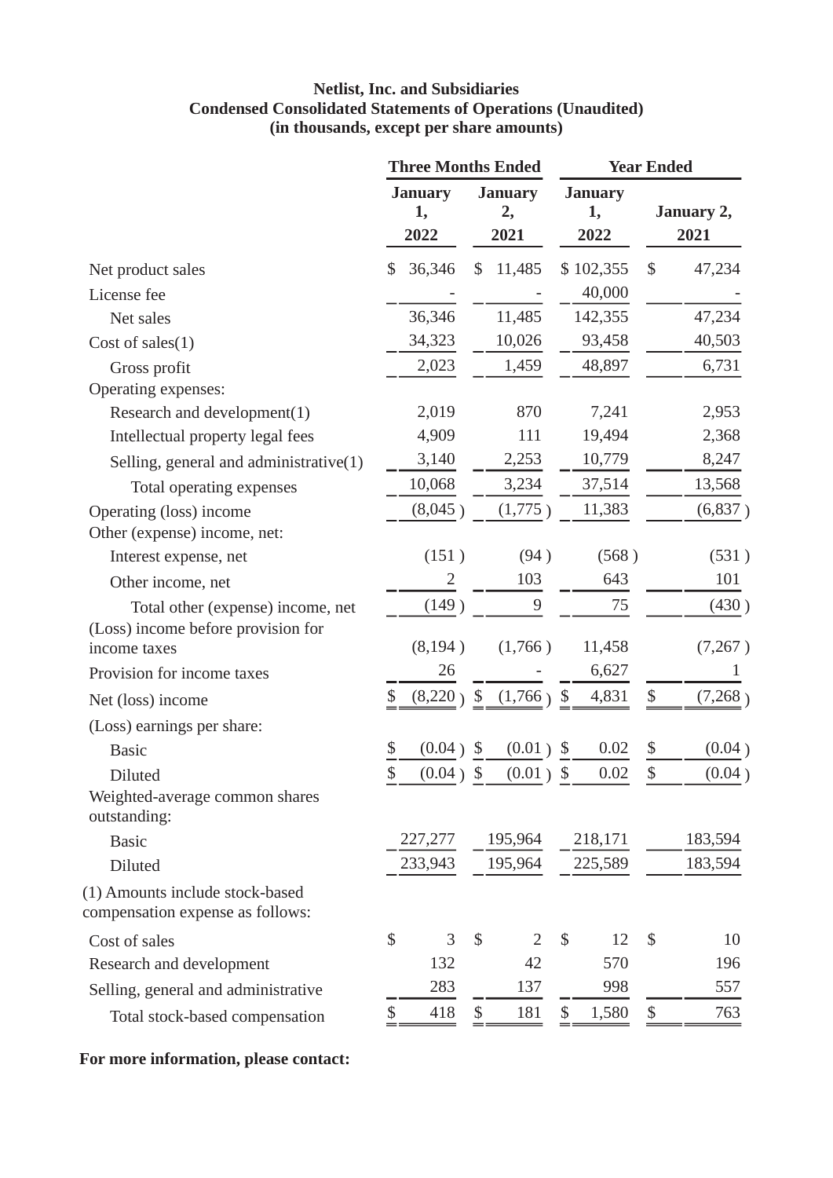**Netlist, Inc. and Subsidiaries**
**Condensed Consolidated Statements of Operations (Unaudited)**
**(in thousands, except per share amounts)**

| | Three Months Ended | | Year Ended | |
|---|---|---|---|---|
| | January 1, 2022 | January 2, 2021 | January 1, 2022 | January 2, 2021 |
| Net product sales | $ 36,346 | $ 11,485 | $ 102,355 | $ 47,234 |
| License fee | - | - | 40,000 | - |
| Net sales | 36,346 | 11,485 | 142,355 | 47,234 |
| Cost of sales(1) | 34,323 | 10,026 | 93,458 | 40,503 |
| Gross profit | 2,023 | 1,459 | 48,897 | 6,731 |
| Operating expenses: | | | | |
| Research and development(1) | 2,019 | 870 | 7,241 | 2,953 |
| Intellectual property legal fees | 4,909 | 111 | 19,494 | 2,368 |
| Selling, general and administrative(1) | 3,140 | 2,253 | 10,779 | 8,247 |
| Total operating expenses | 10,068 | 3,234 | 37,514 | 13,568 |
| Operating (loss) income | (8,045 ) | (1,775 ) | 11,383 | (6,837 ) |
| Other (expense) income, net: | | | | |
| Interest expense, net | (151 ) | (94 ) | (568 ) | (531 ) |
| Other income, net | 2 | 103 | 643 | 101 |
| Total other (expense) income, net | (149 ) | 9 | 75 | (430 ) |
| (Loss) income before provision for income taxes | (8,194 ) | (1,766 ) | 11,458 | (7,267 ) |
| Provision for income taxes | 26 | - | 6,627 | 1 |
| Net (loss) income | $ (8,220 ) | $ (1,766 ) | $ 4,831 | $ (7,268 ) |
| (Loss) earnings per share: | | | | |
| Basic | $ (0.04 ) | $ (0.01 ) | $ 0.02 | $ (0.04 ) |
| Diluted | $ (0.04 ) | $ (0.01 ) | $ 0.02 | $ (0.04 ) |
| Weighted-average common shares outstanding: | | | | |
| Basic | 227,277 | 195,964 | 218,171 | 183,594 |
| Diluted | 233,943 | 195,964 | 225,589 | 183,594 |
| (1) Amounts include stock-based compensation expense as follows: | | | | |
| Cost of sales | $ 3 | $ 2 | $ 12 | $ 10 |
| Research and development | 132 | 42 | 570 | 196 |
| Selling, general and administrative | 283 | 137 | 998 | 557 |
| Total stock-based compensation | $ 418 | $ 181 | $ 1,580 | $ 763 |

**For more information, please contact:**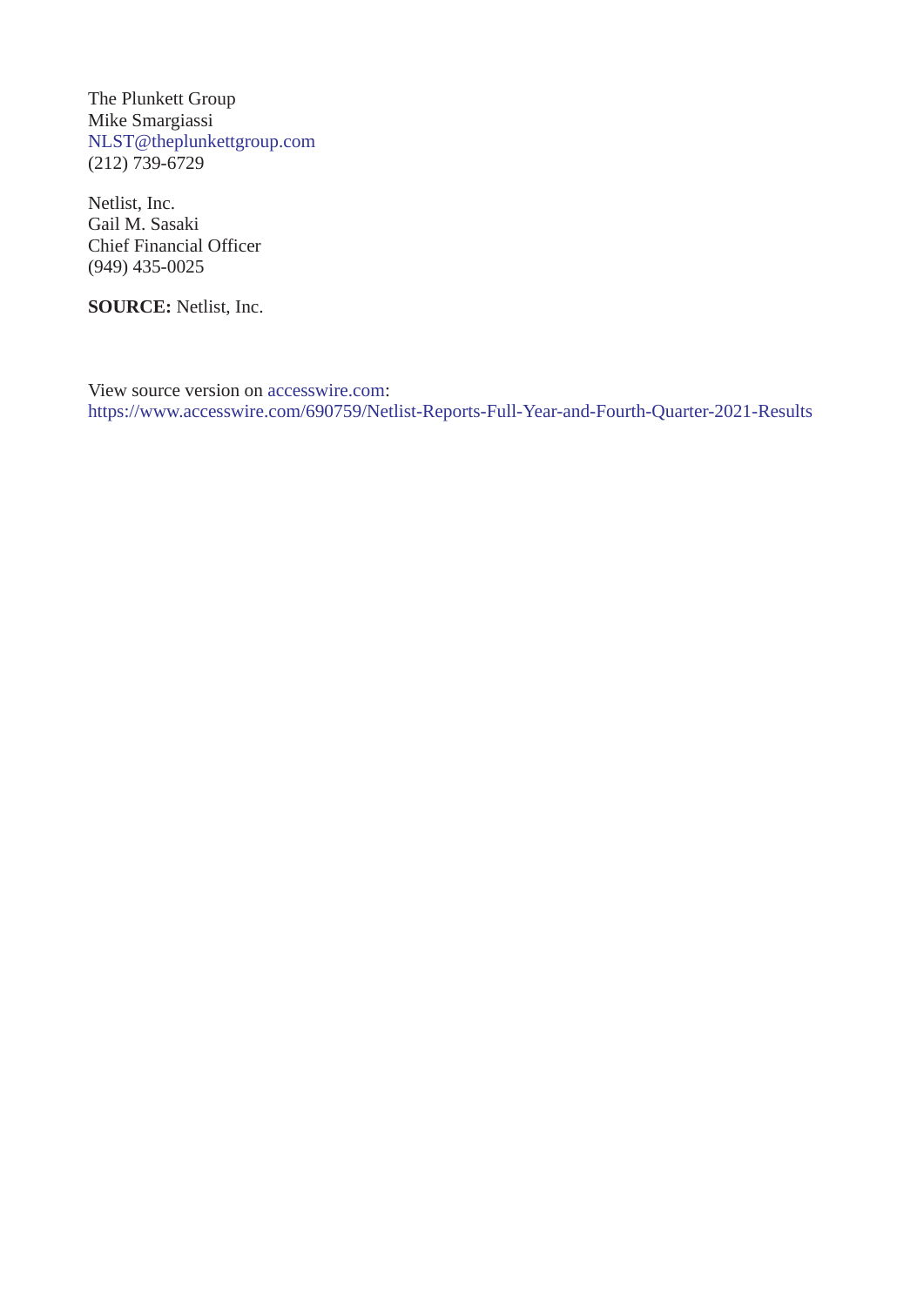The Plunkett Group  
Mike Smargiassi  
NLST@theplunkettgroup.com  
(212) 739-6729

Netlist, Inc.  
Gail M. Sasaki  
Chief Financial Officer  
(949) 435-0025

**SOURCE:** Netlist, Inc.

View source version on accesswire.com:  
https://www.accesswire.com/690759/Netlist-Reports-Full-Year-and-Fourth-Quarter-2021-Results